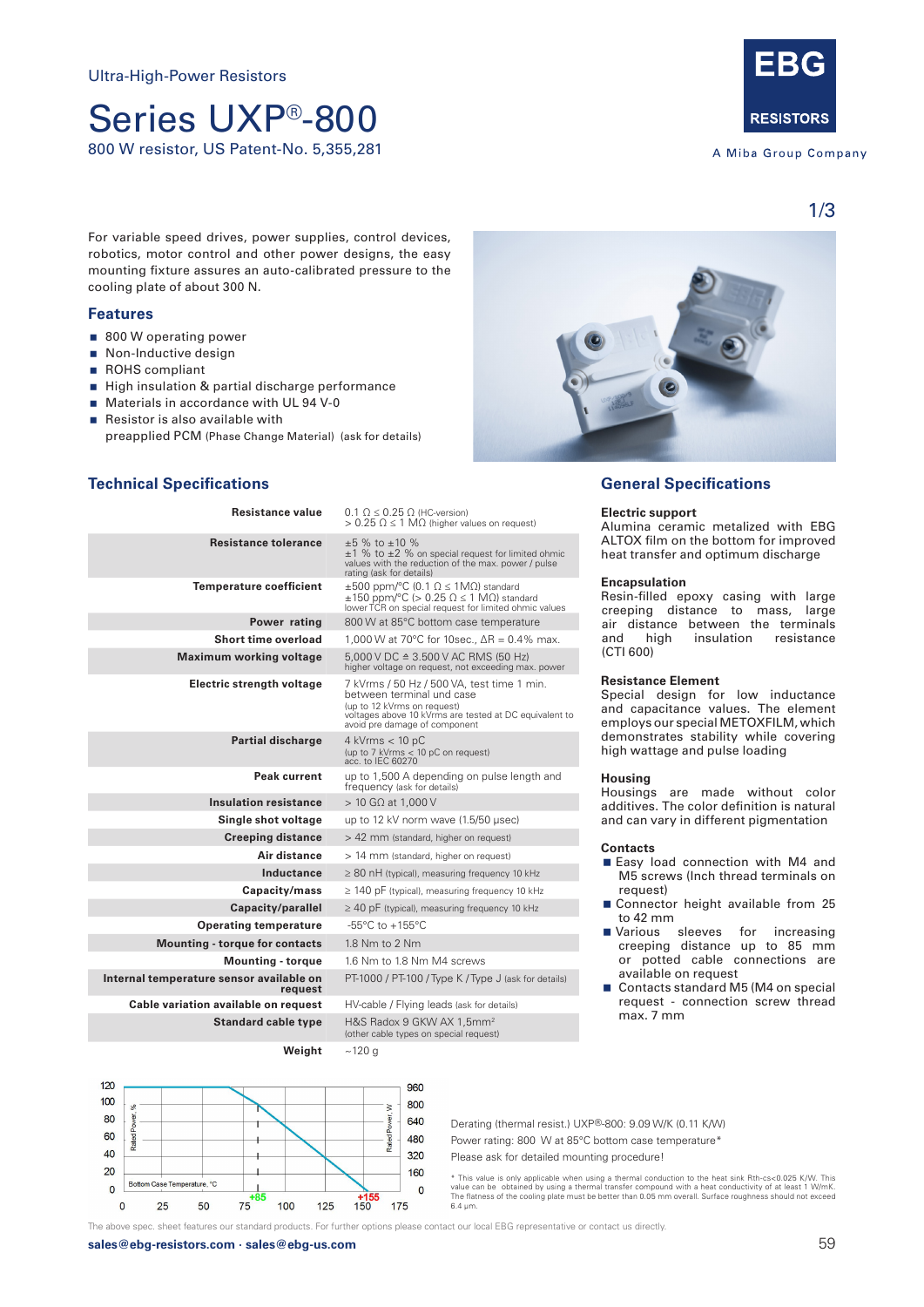Ultra-High-Power Resistors

# Series UXP®-800

800 W resistor, US Patent-No. 5,355,281

EBG RESISTORS

A Miba Group Company

For variable speed drives, power supplies, control devices, robotics, motor control and other power designs, the easy mounting fixture assures an auto-calibrated pressure to the cooling plate of about 300 N.

## Features

- 800 W operating power
- Non-Inductive design
- ROHS compliant
- High insulation & partial discharge performance
- Materials in accordance with UL 94 V-0
- Resistor is also available with preapplied PCM (Phase Change Material) (ask for details)

## Technical Specifications

| | |
|---|---|
| **Resistance value** | 0.1 Ω ≤ 0.25 Ω (HC-version)<br>> 0.25 Ω ≤ 1 MΩ (higher values on request) |
| **Resistance tolerance** | ±5 % to ±10 %<br>±1 % to ±2 % on special request for limited ohmic values with the reduction of the max. power / pulse rating (ask for details) |
| **Temperature coefficient** | ±500 ppm/°C (0.1 Ω ≤ 1MΩ) standard<br>±150 ppm/°C (> 0.25 Ω ≤ 1 MΩ) standard<br>lower TCR on special request for limited ohmic values |
| **Power rating** | 800 W at 85°C bottom case temperature |
| **Short time overload** | 1,000 W at 70°C for 10sec., ΔR = 0.4% max. |
| **Maximum working voltage** | 5,000 V DC ≙ 3.500 V AC RMS (50 Hz)<br>higher voltage on request, not exceeding max. power |
| **Electric strength voltage** | 7 kVrms / 50 Hz / 500 VA, test time 1 min. between terminal und case<br>(up to 12 kVrms on request)<br>voltages above 10 kVrms are tested at DC equivalent to avoid pre damage of component |
| **Partial discharge** | 4 kVrms < 10 pC<br>(up to 7 kVrms < 10 pC on request)<br>acc. to IEC 60270 |
| **Peak current** | up to 1,500 A depending on pulse length and frequency (ask for details) |
| **Insulation resistance** | > 10 GΩ at 1,000 V |
| **Single shot voltage** | up to 12 kV norm wave (1.5/50 µsec) |
| **Creeping distance** | > 42 mm (standard, higher on request) |
| **Air distance** | > 14 mm (standard, higher on request) |
| **Inductance** | ≥ 80 nH (typical), measuring frequency 10 kHz |
| **Capacity/mass** | ≥ 140 pF (typical), measuring frequency 10 kHz |
| **Capacity/parallel** | ≥ 40 pF (typical), measuring frequency 10 kHz |
| **Operating temperature** | -55°C to +155°C |
| **Mounting - torque for contacts** | 1.8 Nm to 2 Nm |
| **Mounting - torque** | 1.6 Nm to 1.8 Nm M4 screws |
| **Internal temperature sensor available on request** | PT-1000 / PT-100 / Type K / Type J (ask for details) |
| **Cable variation available on request** | HV-cable / Flying leads (ask for details) |
| **Standard cable type** | H&S Radox 9 GKW AX 1,5mm²<br>(other cable types on special request) |
| **Weight** | ~120 g |

## General Specifications

**Electric support**
Alumina ceramic metalized with EBG ALTOX film on the bottom for improved heat transfer and optimum discharge

**Encapsulation**
Resin-filled epoxy casing with large creeping distance to mass, large air distance between the terminals and high insulation resistance (CTI 600)

**Resistance Element**
Special design for low inductance and capacitance values. The element employs our special METOXFILM, which demonstrates stability while covering high wattage and pulse loading

**Housing**
Housings are made without color additives. The color definition is natural and can vary in different pigmentation

**Contacts**

- Easy load connection with M4 and M5 screws (Inch thread terminals on request)
- Connector height available from 25 to 42 mm
- Various sleeves for increasing creeping distance up to 85 mm or potted cable connections are available on request
- Contacts standard M5 (M4 on special request - connection screw thread max. 7 mm

Derating (thermal resist.) UXP®-800: 9.09 W/K (0.11 K/W)

Power rating: 800 W at 85°C bottom case temperature*

Please ask for detailed mounting procedure!

\* This value is only applicable when using a thermal conduction to the heat sink Rth-cs<0.025 K/W. This value can be obtained by using a thermal transfer compound with a heat conductivity of at least 1 W/mK. The flatness of the cooling plate must be better than 0.05 mm overall. Surface roughness should not exceed 6.4 µm.

The above spec. sheet features our standard products. For further options please contact our local EBG representative or contact us directly.

sales@ebg-resistors.com · sales@ebg-us.com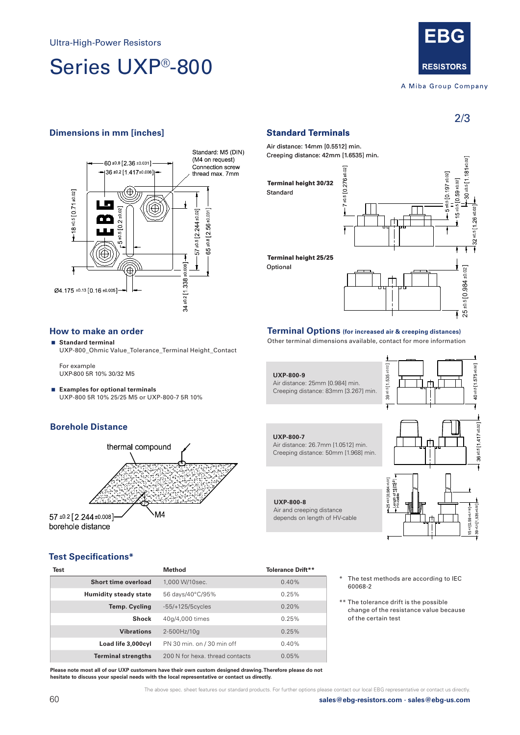Ultra-High-Power Resistors

# Series UXP®-800

EBG RESISTORS

A Miba Group Company

## Dimensions in mm [inches]

Standard: M5 (DIN) (M4 on request) Connection screw thread max. 7mm

60 ±0.8 [2.36 ±0.031]
36 ±0.2 [1.417±0.008]
18 ±0.5 [0.71 ±0.02]
5 ±0.5 [0.2 ±0.02]
57 ±0.5 [2.244 ±0.02]
65 ±0.8 [2.56 ±0.031]
34 ±0.2 [1.338 ±0.008]
Ø4.175 ±0.13 [0.16 ±0.005]

## Standard Terminals

Air distance: 14mm [0.5512] min.
Creeping distance: 42mm [1.6535] min.

**Terminal height 30/32**
Standard

7 ±0.5 [0.276 ±0.02]
5 ±0.5 [0.197 ±0.02]
15 ±0.5 [0.59 ±0.02]
30 ±0.5 [1.181 ±0.02]
32 ±0.5 [1.26 ±0.02]

**Terminal height 25/25**
Optional

25 ±0.5 [0.984 ±0.02]

## How to make an order

- **Standard terminal**
  UXP-800_Ohmic Value_Tolerance_Terminal Height_Contact

  For example
  UXP-800 5R 10% 30/32 M5

- **Examples for optional terminals**
  UXP-800 5R 10% 25/25 M5 or UXP-800-7 5R 10%

## Terminal Options (for increased air & creeping distances)

Other terminal dimensions available, contact for more information

**UXP-800-9**
Air distance: 25mm [0.984] min.
Creeping distance: 83mm [3.267] min.

39 ±0.5 [1.535 ±0.02]
40 ±0.5 [1.575 ±0.02]

**UXP-800-7**
Air distance: 26.7mm [1.0512] min.
Creeping distance: 50mm [1.968] min.

36 ±0.5 [1.417 ±0.02]

**UXP-800-8**
Air and creeping distance depends on length of HV-cable

## Borehole Distance

thermal compound

M4

57 ±0.2 [2.244 ±0.008] borehole distance

## Test Specifications*

| Test | Method | Tolerance Drift** |
|---|---|---|
| Short time overload | 1,000 W/10sec. | 0.40% |
| Humidity steady state | 56 days/40°C/95% | 0.25% |
| Temp. Cycling | -55/+125/5cycles | 0.20% |
| Shock | 40g/4,000 times | 0.25% |
| Vibrations | 2-500Hz/10g | 0.25% |
| Load life 3,000cyl | PN 30 min. on / 30 min off | 0.40% |
| Terminal strengths | 200 N for hexa. thread contacts | 0.05% |

\* The test methods are according to IEC 60068-2

\*\* The tolerance drift is the possible change of the resistance value because of the certain test

**Please note most all of our UXP customers have their own custom designed drawing. Therefore please do not hesitate to discuss your special needs with the local representative or contact us directly.**

The above spec. sheet features our standard products. For further options please contact our local EBG representative or contact us directly.

**sales@ebg-resistors.com · sales@ebg-us.com**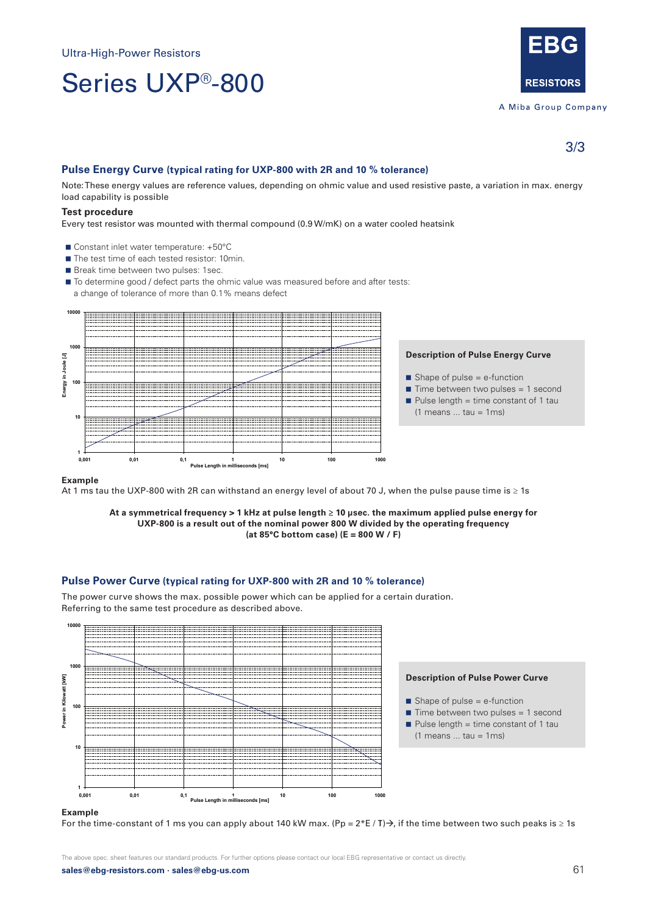Ultra-High-Power Resistors

# Series UXP®-800

EBG RESISTORS

A Miba Group Company

## Pulse Energy Curve (typical rating for UXP-800 with 2R and 10 % tolerance)

Note: These energy values are reference values, depending on ohmic value and used resistive paste, a variation in max. energy load capability is possible

**Test procedure**

Every test resistor was mounted with thermal compound (0.9 W/mK) on a water cooled heatsink

- Constant inlet water temperature: +50°C
- The test time of each tested resistor: 10min.
- Break time between two pulses: 1sec.
- To determine good / defect parts the ohmic value was measured before and after tests: a change of tolerance of more than 0.1% means defect

10000
1000
100
10
1
Energy in Joule [J]
0,001
0,01
0,1
1
10
100
1000
Pulse Length in milliseconds [ms]

**Description of Pulse Energy Curve**

- Shape of pulse = e-function
- Time between two pulses = 1 second
- Pulse length = time constant of 1 tau (1 means ... tau = 1ms)

**Example**

At 1 ms tau the UXP-800 with 2R can withstand an energy level of about 70 J, when the pulse pause time is ≥ 1s

**At a symmetrical frequency > 1 kHz at pulse length ≥ 10 µsec. the maximum applied pulse energy for UXP-800 is a result out of the nominal power 800 W divided by the operating frequency (at 85°C bottom case) (E = 800 W / F)**

## Pulse Power Curve (typical rating for UXP-800 with 2R and 10 % tolerance)

The power curve shows the max. possible power which can be applied for a certain duration.
Referring to the same test procedure as described above.

10000
1000
100
10
1
Power in Kilowatt [kW]
0,001
0,01
0,1
1
10
100
1000
Pulse Length in milliseconds [ms]

**Description of Pulse Power Curve**

- Shape of pulse = e-function
- Time between two pulses = 1 second
- Pulse length = time constant of 1 tau (1 means ... tau = 1ms)

**Example**

For the time-constant of 1 ms you can apply about 140 kW max. (Pp = 2*E / T)→, if the time between two such peaks is ≥ 1s

The above spec. sheet features our standard products. For further options please contact our local EBG representative or contact us directly.

**sales@ebg-resistors.com · sales@ebg-us.com**